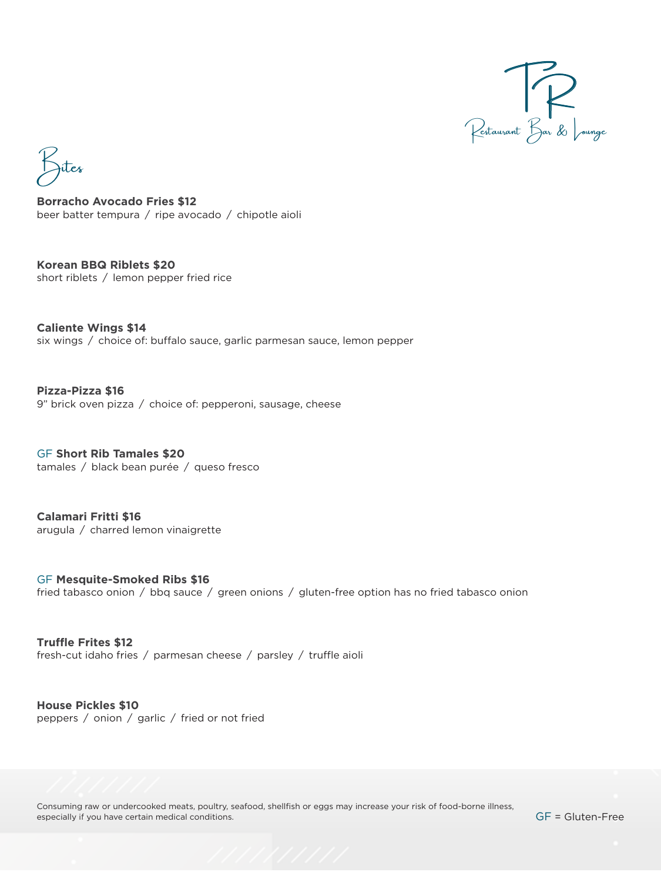TR

Restaurant Bar & Lounge

# Bites

**Borracho Avocado Fries $12**
beer batter tempura / ripe avocado / chipotle aioli

**Korean BBQ Riblets $20**
short riblets / lemon pepper fried rice

**Caliente Wings $14**
six wings / choice of: buffalo sauce, garlic parmesan sauce, lemon pepper

**Pizza-Pizza $16**
9" brick oven pizza / choice of: pepperoni, sausage, cheese

GF **Short Rib Tamales $20**
tamales / black bean purée / queso fresco

**Calamari Fritti $16**
arugula / charred lemon vinaigrette

GF **Mesquite-Smoked Ribs $16**
fried tabasco onion / bbq sauce / green onions / gluten-free option has no fried tabasco onion

**Truffle Frites $12**
fresh-cut idaho fries / parmesan cheese / parsley / truffle aioli

**House Pickles $10**
peppers / onion / garlic / fried or not fried

Consuming raw or undercooked meats, poultry, seafood, shellfish or eggs may increase your risk of food-borne illness, especially if you have certain medical conditions.

GF = Gluten-Free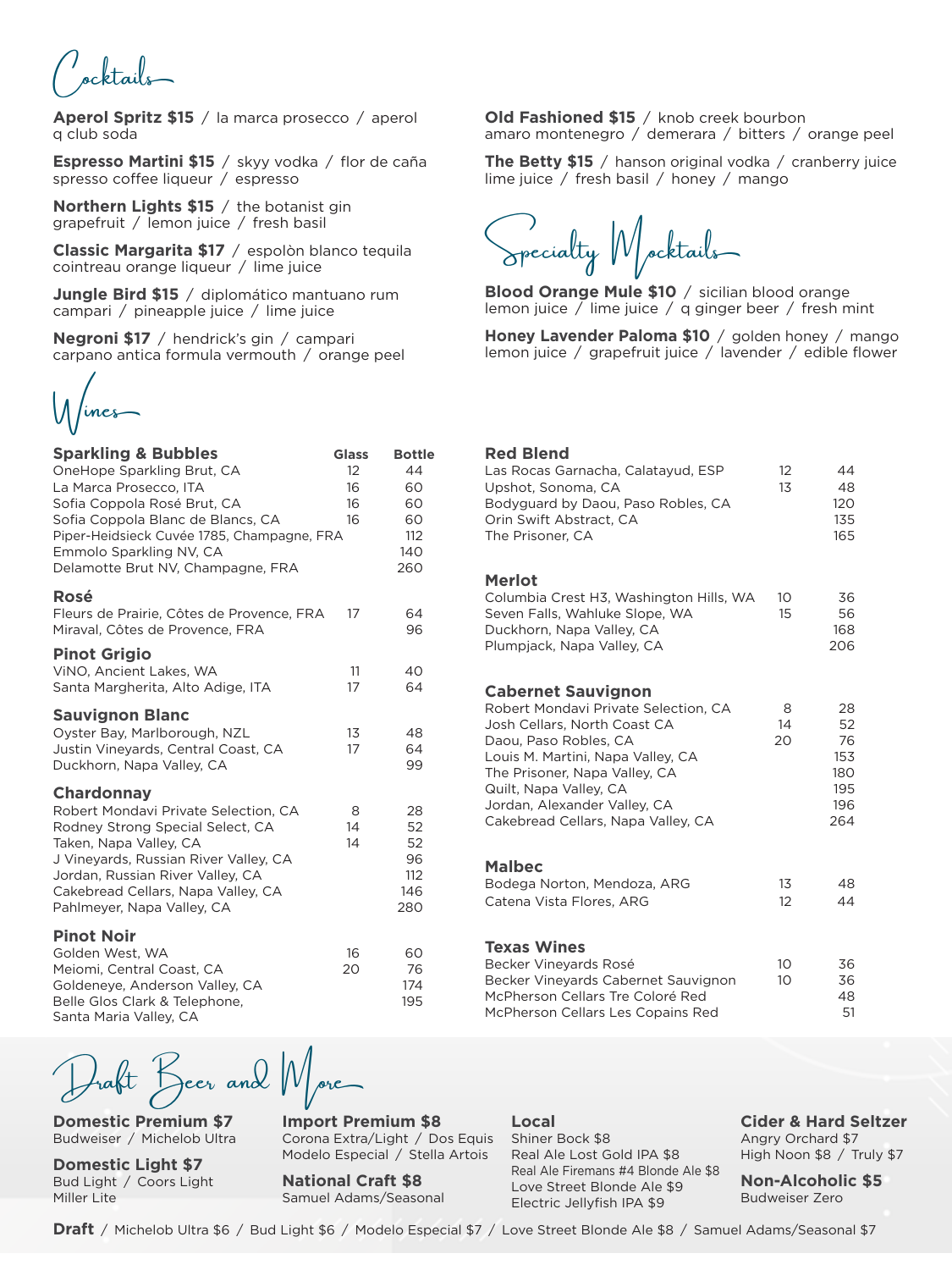# Cocktails

**Aperol Spritz $15** / la marca prosecco / aperol q club soda

**Espresso Martini $15** / skyy vodka / flor de caña spresso coffee liqueur / espresso

**Northern Lights $15** / the botanist gin grapefruit / lemon juice / fresh basil

**Classic Margarita $17** / espolòn blanco tequila cointreau orange liqueur / lime juice

**Jungle Bird $15** / diplomático mantuano rum campari / pineapple juice / lime juice

**Negroni $17** / hendrick's gin / campari carpano antica formula vermouth / orange peel

**Old Fashioned $15** / knob creek bourbon amaro montenegro / demerara / bitters / orange peel

**The Betty $15** / hanson original vodka / cranberry juice lime juice / fresh basil / honey / mango

# Specialty Mocktails

**Blood Orange Mule $10** / sicilian blood orange lemon juice / lime juice / q ginger beer / fresh mint

**Honey Lavender Paloma $10** / golden honey / mango lemon juice / grapefruit juice / lavender / edible flower

# Wines

| Sparkling & Bubbles | Glass | Bottle |
|---|---|---|
| OneHope Sparkling Brut, CA | 12 | 44 |
| La Marca Prosecco, ITA | 16 | 60 |
| Sofia Coppola Rosé Brut, CA | 16 | 60 |
| Sofia Coppola Blanc de Blancs, CA | 16 | 60 |
| Piper-Heidsieck Cuvée 1785, Champagne, FRA | | 112 |
| Emmolo Sparkling NV, CA | | 140 |
| Delamotte Brut NV, Champagne, FRA | | 260 |
| **Rosé** | | |
| Fleurs de Prairie, Côtes de Provence, FRA | 17 | 64 |
| Miraval, Côtes de Provence, FRA | | 96 |
| **Pinot Grigio** | | |
| ViNO, Ancient Lakes, WA | 11 | 40 |
| Santa Margherita, Alto Adige, ITA | 17 | 64 |
| **Sauvignon Blanc** | | |
| Oyster Bay, Marlborough, NZL | 13 | 48 |
| Justin Vineyards, Central Coast, CA | 17 | 64 |
| Duckhorn, Napa Valley, CA | | 99 |
| **Chardonnay** | | |
| Robert Mondavi Private Selection, CA | 8 | 28 |
| Rodney Strong Special Select, CA | 14 | 52 |
| Taken, Napa Valley, CA | 14 | 52 |
| J Vineyards, Russian River Valley, CA | | 96 |
| Jordan, Russian River Valley, CA | | 112 |
| Cakebread Cellars, Napa Valley, CA | | 146 |
| Pahlmeyer, Napa Valley, CA | | 280 |
| **Pinot Noir** | | |
| Golden West, WA | 16 | 60 |
| Meiomi, Central Coast, CA | 20 | 76 |
| Goldeneye, Anderson Valley, CA | | 174 |
| Belle Glos Clark & Telephone, Santa Maria Valley, CA | | 195 |

| Red Blend | Glass | Bottle |
|---|---|---|
| Las Rocas Garnacha, Calatayud, ESP | 12 | 44 |
| Upshot, Sonoma, CA | 13 | 48 |
| Bodyguard by Daou, Paso Robles, CA | | 120 |
| Orin Swift Abstract, CA | | 135 |
| The Prisoner, CA | | 165 |
| **Merlot** | | |
| Columbia Crest H3, Washington Hills, WA | 10 | 36 |
| Seven Falls, Wahluke Slope, WA | 15 | 56 |
| Duckhorn, Napa Valley, CA | | 168 |
| Plumpjack, Napa Valley, CA | | 206 |
| **Cabernet Sauvignon** | | |
| Robert Mondavi Private Selection, CA | 8 | 28 |
| Josh Cellars, North Coast CA | 14 | 52 |
| Daou, Paso Robles, CA | 20 | 76 |
| Louis M. Martini, Napa Valley, CA | | 153 |
| The Prisoner, Napa Valley, CA | | 180 |
| Quilt, Napa Valley, CA | | 195 |
| Jordan, Alexander Valley, CA | | 196 |
| Cakebread Cellars, Napa Valley, CA | | 264 |
| **Malbec** | | |
| Bodega Norton, Mendoza, ARG | 13 | 48 |
| Catena Vista Flores, ARG | 12 | 44 |
| **Texas Wines** | | |
| Becker Vineyards Rosé | 10 | 36 |
| Becker Vineyards Cabernet Sauvignon | 10 | 36 |
| McPherson Cellars Tre Coloré Red | | 48 |
| McPherson Cellars Les Copains Red | | 51 |

# Draft Beer and More

**Domestic Premium $7**
Budweiser / Michelob Ultra

**Domestic Light $7**
Bud Light / Coors Light
Miller Lite

**Import Premium $8**
Corona Extra/Light / Dos Equis
Modelo Especial / Stella Artois

**National Craft $8**
Samuel Adams/Seasonal

**Local**
Shiner Bock $8
Real Ale Lost Gold IPA $8
Real Ale Firemans #4 Blonde Ale $8
Love Street Blonde Ale $9
Electric Jellyfish IPA $9

**Cider & Hard Seltzer**
Angry Orchard $7
High Noon $8 / Truly $7

**Non-Alcoholic $5**
Budweiser Zero

**Draft** / Michelob Ultra $6 / Bud Light $6 / Modelo Especial $7 / Love Street Blonde Ale $8 / Samuel Adams/Seasonal $7